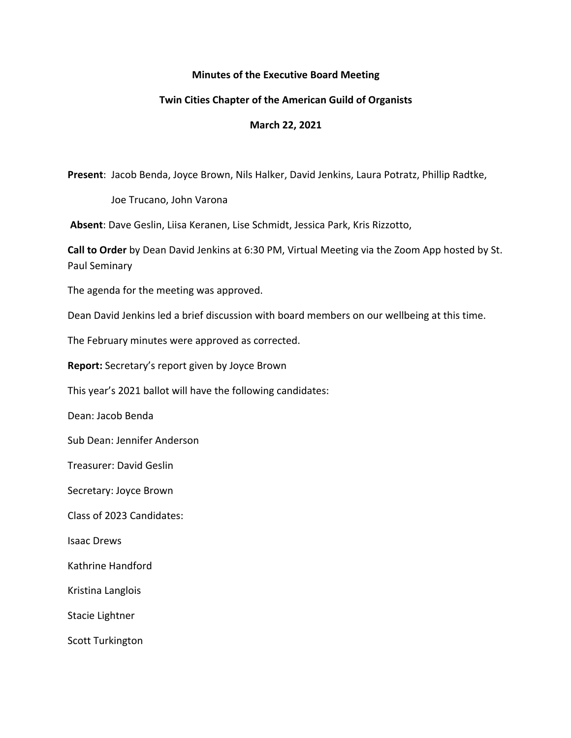**Minutes of the Executive Board Meeting**

**Twin Cities Chapter of the American Guild of Organists**

**March 22, 2021**

**Present**: Jacob Benda, Joyce Brown, Nils Halker, David Jenkins, Laura Potratz, Phillip Radtke, Joe Trucano, John Varona

**Absent**: Dave Geslin, Liisa Keranen, Lise Schmidt, Jessica Park, Kris Rizzotto,

**Call to Order** by Dean David Jenkins at 6:30 PM, Virtual Meeting via the Zoom App hosted by St. Paul Seminary

The agenda for the meeting was approved.

Dean David Jenkins led a brief discussion with board members on our wellbeing at this time.

The February minutes were approved as corrected.

**Report:** Secretary's report given by Joyce Brown

This year's 2021 ballot will have the following candidates:

Dean: Jacob Benda

Sub Dean: Jennifer Anderson

Treasurer: David Geslin

Secretary: Joyce Brown

Class of 2023 Candidates:

Isaac Drews

Kathrine Handford

Kristina Langlois

Stacie Lightner

Scott Turkington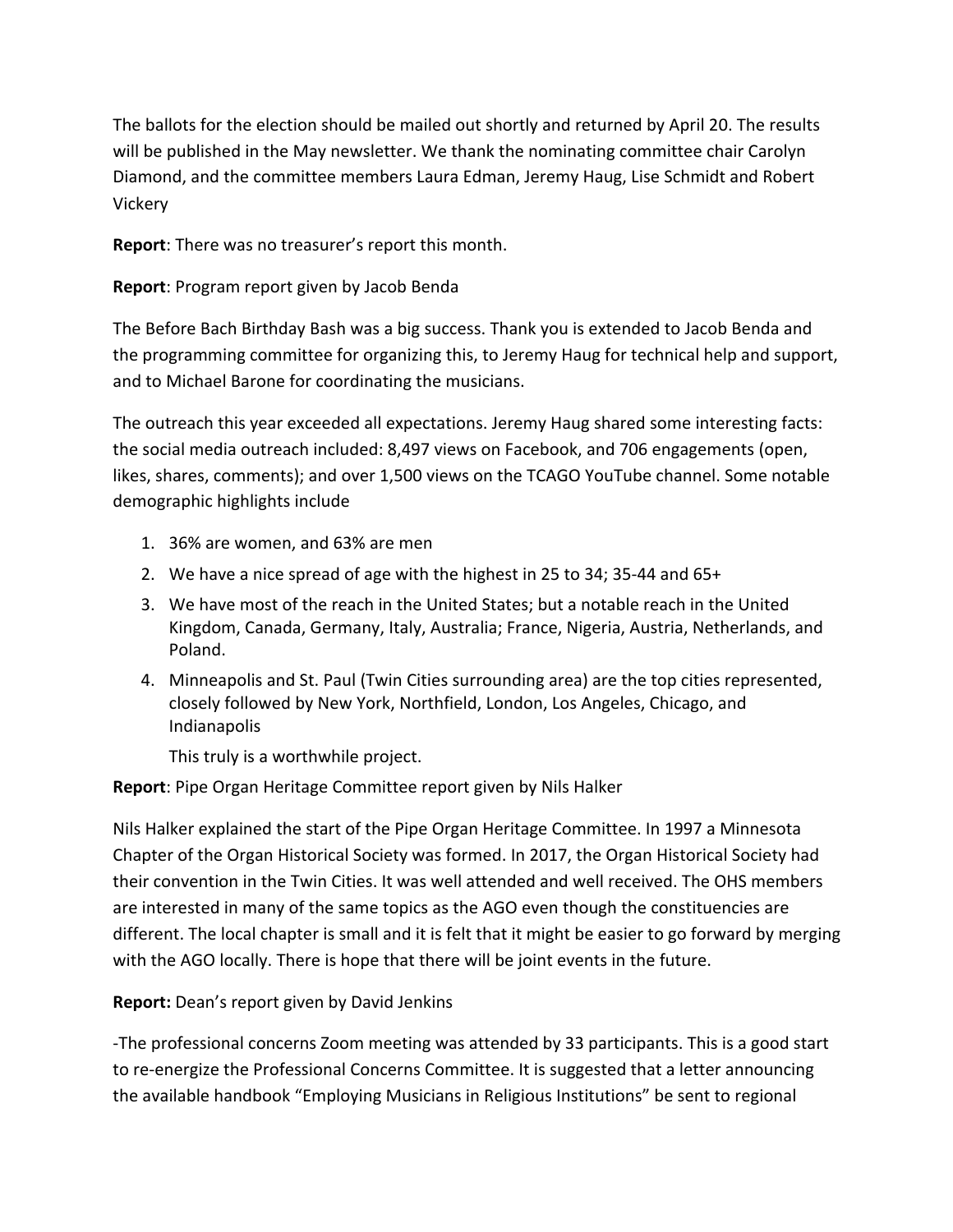The ballots for the election should be mailed out shortly and returned by April 20. The results will be published in the May newsletter. We thank the nominating committee chair Carolyn Diamond, and the committee members Laura Edman, Jeremy Haug, Lise Schmidt and Robert Vickery

**Report**: There was no treasurer's report this month.

**Report**: Program report given by Jacob Benda

The Before Bach Birthday Bash was a big success. Thank you is extended to Jacob Benda and the programming committee for organizing this, to Jeremy Haug for technical help and support, and to Michael Barone for coordinating the musicians.

The outreach this year exceeded all expectations. Jeremy Haug shared some interesting facts: the social media outreach included: 8,497 views on Facebook, and 706 engagements (open, likes, shares, comments); and over 1,500 views on the TCAGO YouTube channel. Some notable demographic highlights include

1. 36% are women, and 63% are men
2. We have a nice spread of age with the highest in 25 to 34; 35-44 and 65+
3. We have most of the reach in the United States; but a notable reach in the United Kingdom, Canada, Germany, Italy, Australia; France, Nigeria, Austria, Netherlands, and Poland.
4. Minneapolis and St. Paul (Twin Cities surrounding area) are the top cities represented, closely followed by New York, Northfield, London, Los Angeles, Chicago, and Indianapolis

   This truly is a worthwhile project.

**Report**: Pipe Organ Heritage Committee report given by Nils Halker

Nils Halker explained the start of the Pipe Organ Heritage Committee. In 1997 a Minnesota Chapter of the Organ Historical Society was formed. In 2017, the Organ Historical Society had their convention in the Twin Cities. It was well attended and well received. The OHS members are interested in many of the same topics as the AGO even though the constituencies are different. The local chapter is small and it is felt that it might be easier to go forward by merging with the AGO locally. There is hope that there will be joint events in the future.

**Report:** Dean's report given by David Jenkins

-The professional concerns Zoom meeting was attended by 33 participants. This is a good start to re-energize the Professional Concerns Committee. It is suggested that a letter announcing the available handbook "Employing Musicians in Religious Institutions" be sent to regional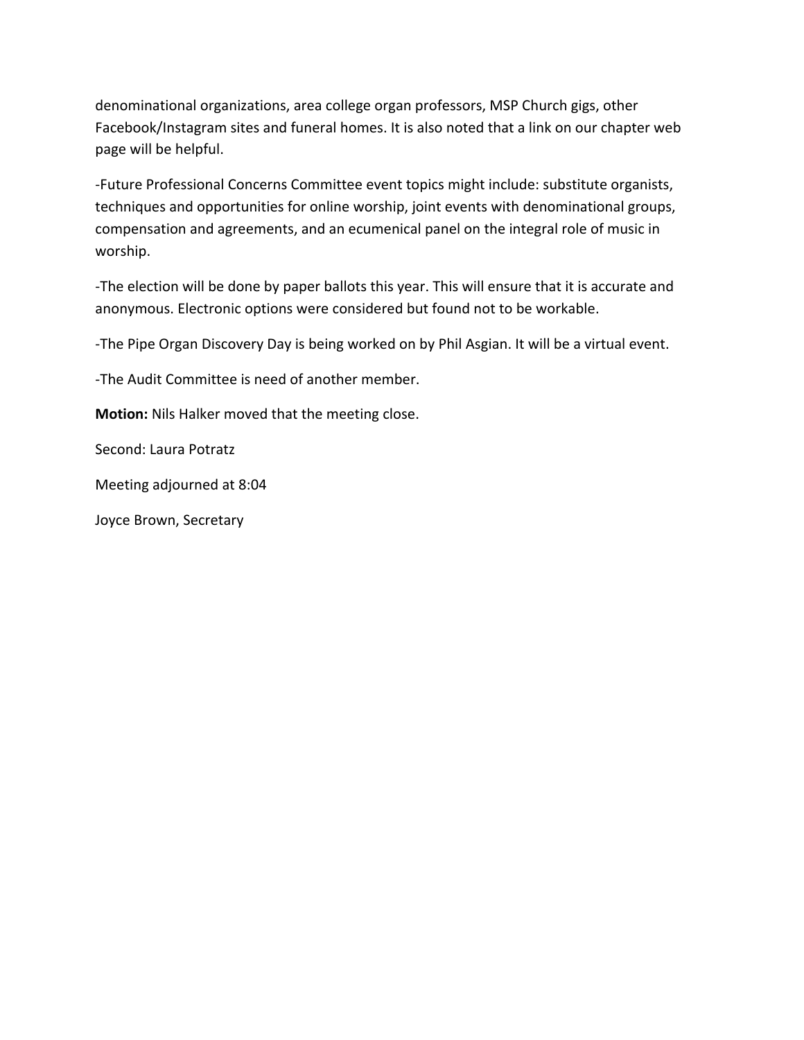denominational organizations, area college organ professors, MSP Church gigs, other Facebook/Instagram sites and funeral homes. It is also noted that a link on our chapter web page will be helpful.

-Future Professional Concerns Committee event topics might include: substitute organists, techniques and opportunities for online worship, joint events with denominational groups, compensation and agreements, and an ecumenical panel on the integral role of music in worship.

-The election will be done by paper ballots this year. This will ensure that it is accurate and anonymous. Electronic options were considered but found not to be workable.

-The Pipe Organ Discovery Day is being worked on by Phil Asgian. It will be a virtual event.

-The Audit Committee is need of another member.

**Motion:** Nils Halker moved that the meeting close.

Second: Laura Potratz

Meeting adjourned at 8:04

Joyce Brown, Secretary